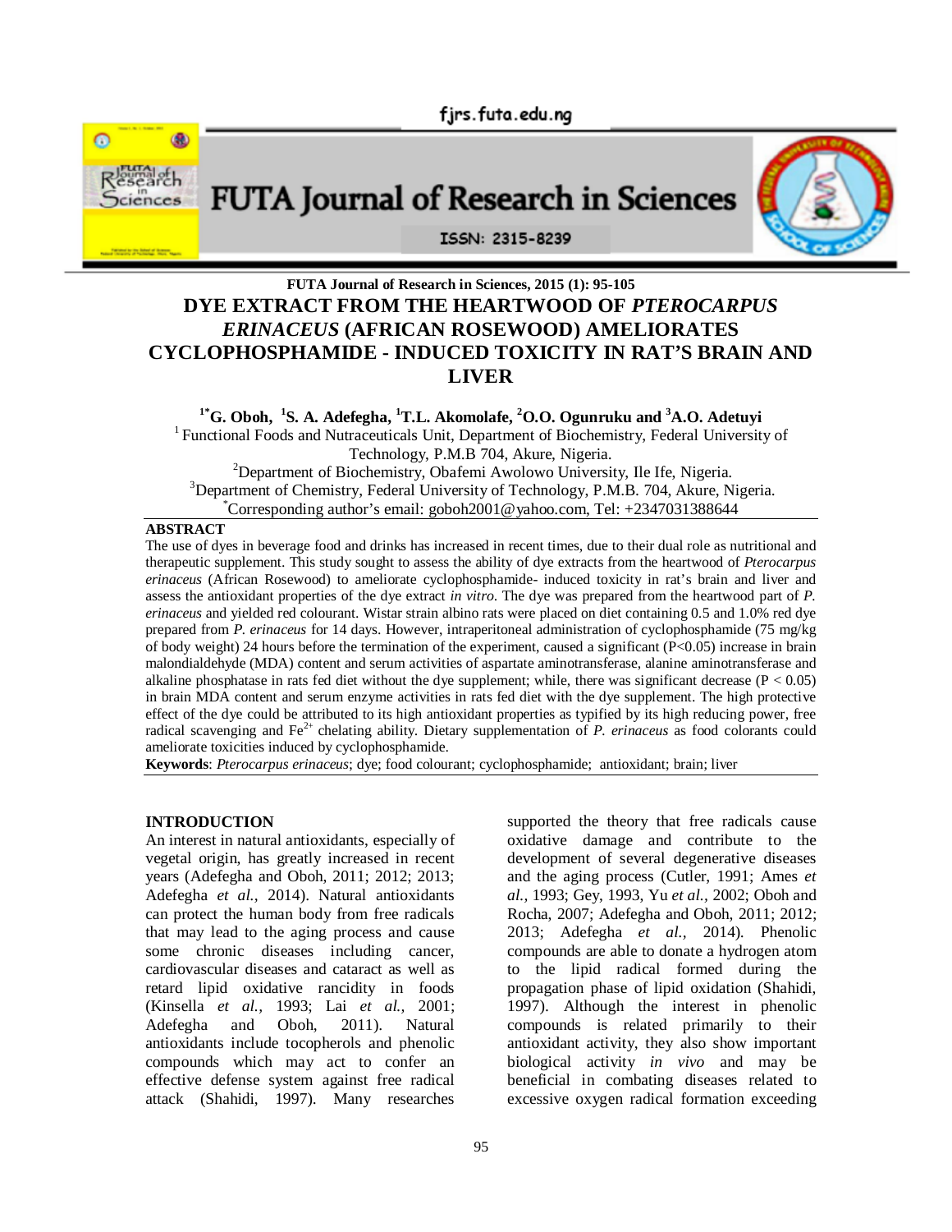# DYE EXTRACT FROM THE HEARTWOOD OF *PTEROCARPUS ERINACEUS* (AFRICAN ROSEWOOD) AMELIORATES CYCLOPHOSPHAMIDE - INDUCED TOXICITY IN RAT'S BRAIN AND LIVER

**[1*]G. Oboh, [1]S. A. Adefegha, [1]T.L. Akomolafe, [2]O.O. Ogunruku and [3]A.O. Adetuyi**

[1] Functional Foods and Nutraceuticals Unit, Department of Biochemistry, Federal University of Technology, P.M.B 704, Akure, Nigeria.

[2]Department of Biochemistry, Obafemi Awolowo University, Ile Ife, Nigeria.

[3]Department of Chemistry, Federal University of Technology, P.M.B. 704, Akure, Nigeria.

[*]Corresponding author's email: goboh2001@yahoo.com, Tel: +2347031388644

## ABSTRACT

The use of dyes in beverage food and drinks has increased in recent times, due to their dual role as nutritional and therapeutic supplement. This study sought to assess the ability of dye extracts from the heartwood of *Pterocarpus erinaceus* (African Rosewood) to ameliorate cyclophosphamide- induced toxicity in rat's brain and liver and assess the antioxidant properties of the dye extract *in vitro*. The dye was prepared from the heartwood part of *P. erinaceus* and yielded red colourant. Wistar strain albino rats were placed on diet containing 0.5 and 1.0% red dye prepared from *P. erinaceus* for 14 days. However, intraperitoneal administration of cyclophosphamide (75 mg/kg of body weight) 24 hours before the termination of the experiment, caused a significant ($P<0.05$) increase in brain malondialdehyde (MDA) content and serum activities of aspartate aminotransferase, alanine aminotransferase and alkaline phosphatase in rats fed diet without the dye supplement; while, there was significant decrease ($P < 0.05$) in brain MDA content and serum enzyme activities in rats fed diet with the dye supplement. The high protective effect of the dye could be attributed to its high antioxidant properties as typified by its high reducing power, free radical scavenging and $Fe^{2+}$ chelating ability. Dietary supplementation of *P. erinaceus* as food colorants could ameliorate toxicities induced by cyclophosphamide.

**Keywords**: *Pterocarpus erinaceus*; dye; food colourant; cyclophosphamide; antioxidant; brain; liver

## INTRODUCTION

An interest in natural antioxidants, especially of vegetal origin, has greatly increased in recent years (Adefegha and Oboh, 2011; 2012; 2013; Adefegha *et al.,* 2014). Natural antioxidants can protect the human body from free radicals that may lead to the aging process and cause some chronic diseases including cancer, cardiovascular diseases and cataract as well as retard lipid oxidative rancidity in foods (Kinsella *et al.,* 1993; Lai *et al.,* 2001; Adefegha and Oboh, 2011). Natural antioxidants include tocopherols and phenolic compounds which may act to confer an effective defense system against free radical attack (Shahidi, 1997). Many researches supported the theory that free radicals cause oxidative damage and contribute to the development of several degenerative diseases and the aging process (Cutler, 1991; Ames *et al.,* 1993; Gey, 1993, Yu *et al.,* 2002; Oboh and Rocha, 2007; Adefegha and Oboh, 2011; 2012; 2013; Adefegha *et al.,* 2014). Phenolic compounds are able to donate a hydrogen atom to the lipid radical formed during the propagation phase of lipid oxidation (Shahidi, 1997). Although the interest in phenolic compounds is related primarily to their antioxidant activity, they also show important biological activity *in vivo* and may be beneficial in combating diseases related to excessive oxygen radical formation exceeding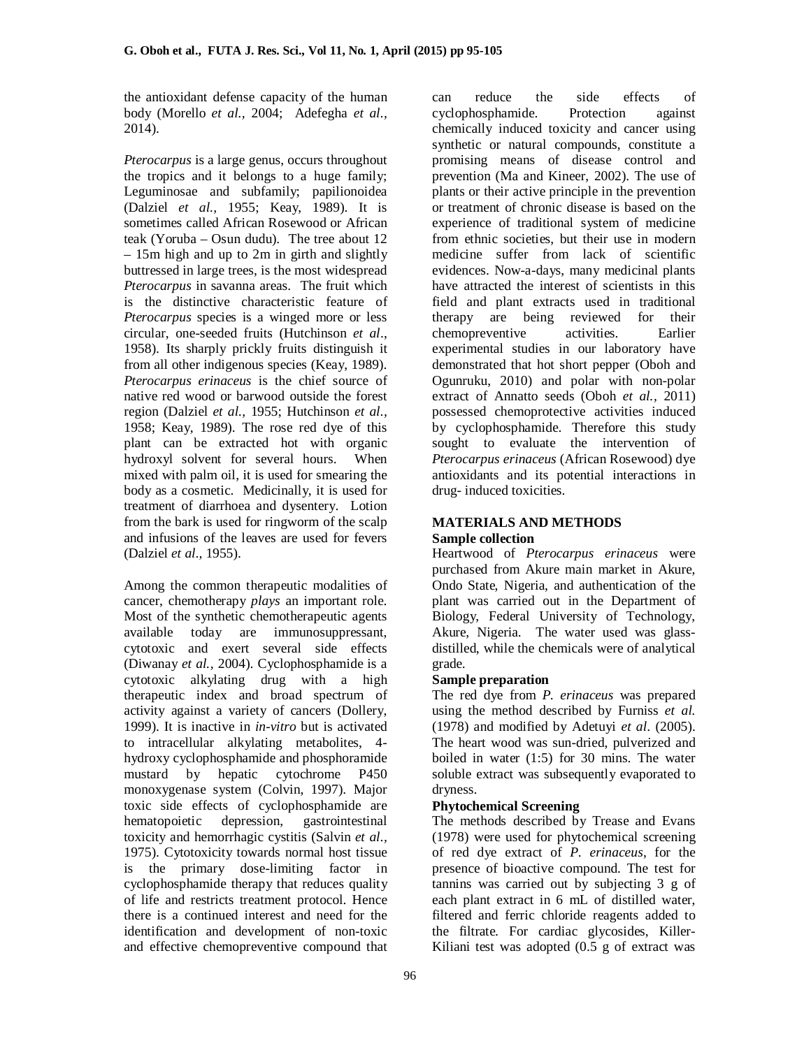the antioxidant defense capacity of the human body (Morello *et al.,* 2004; Adefegha *et al.,* 2014).

*Pterocarpus* is a large genus, occurs throughout the tropics and it belongs to a huge family; Leguminosae and subfamily; papilionoidea (Dalziel *et al.,* 1955; Keay, 1989). It is sometimes called African Rosewood or African teak (Yoruba – Osun dudu). The tree about 12 – 15m high and up to 2m in girth and slightly buttressed in large trees, is the most widespread *Pterocarpus* in savanna areas. The fruit which is the distinctive characteristic feature of *Pterocarpus* species is a winged more or less circular, one-seeded fruits (Hutchinson *et al*., 1958). Its sharply prickly fruits distinguish it from all other indigenous species (Keay, 1989). *Pterocarpus erinaceus* is the chief source of native red wood or barwood outside the forest region (Dalziel *et al.,* 1955; Hutchinson *et al.,* 1958; Keay, 1989). The rose red dye of this plant can be extracted hot with organic hydroxyl solvent for several hours. When mixed with palm oil, it is used for smearing the body as a cosmetic. Medicinally, it is used for treatment of diarrhoea and dysentery. Lotion from the bark is used for ringworm of the scalp and infusions of the leaves are used for fevers (Dalziel *et al*., 1955).

Among the common therapeutic modalities of cancer, chemotherapy *plays* an important role. Most of the synthetic chemotherapeutic agents available today are immunosuppressant, cytotoxic and exert several side effects (Diwanay *et al.,* 2004). Cyclophosphamide is a cytotoxic alkylating drug with a high therapeutic index and broad spectrum of activity against a variety of cancers (Dollery, 1999). It is inactive in *in-vitro* but is activated to intracellular alkylating metabolites, 4-hydroxy cyclophosphamide and phosphoramide mustard by hepatic cytochrome P450 monoxygenase system (Colvin, 1997). Major toxic side effects of cyclophosphamide are hematopoietic depression, gastrointestinal toxicity and hemorrhagic cystitis (Salvin *et al.,* 1975). Cytotoxicity towards normal host tissue is the primary dose-limiting factor in cyclophosphamide therapy that reduces quality of life and restricts treatment protocol. Hence there is a continued interest and need for the identification and development of non-toxic and effective chemopreventive compound that can reduce the side effects of cyclophosphamide. Protection against chemically induced toxicity and cancer using synthetic or natural compounds, constitute a promising means of disease control and prevention (Ma and Kineer, 2002). The use of plants or their active principle in the prevention or treatment of chronic disease is based on the experience of traditional system of medicine from ethnic societies, but their use in modern medicine suffer from lack of scientific evidences. Now-a-days, many medicinal plants have attracted the interest of scientists in this field and plant extracts used in traditional therapy are being reviewed for their chemopreventive activities. Earlier experimental studies in our laboratory have demonstrated that hot short pepper (Oboh and Ogunruku, 2010) and polar with non-polar extract of Annatto seeds (Oboh *et al.,* 2011) possessed chemoprotective activities induced by cyclophosphamide. Therefore this study sought to evaluate the intervention of *Pterocarpus erinaceus* (African Rosewood) dye antioxidants and its potential interactions in drug- induced toxicities.

## MATERIALS AND METHODS

### Sample collection

Heartwood of *Pterocarpus erinaceus* were purchased from Akure main market in Akure, Ondo State, Nigeria, and authentication of the plant was carried out in the Department of Biology, Federal University of Technology, Akure, Nigeria. The water used was glass-distilled, while the chemicals were of analytical grade.

### Sample preparation

The red dye from *P. erinaceus* was prepared using the method described by Furniss *et al.* (1978) and modified by Adetuyi *et al*. (2005). The heart wood was sun-dried, pulverized and boiled in water (1:5) for 30 mins. The water soluble extract was subsequently evaporated to dryness.

### Phytochemical Screening

The methods described by Trease and Evans (1978) were used for phytochemical screening of red dye extract of *P. erinaceus*, for the presence of bioactive compound. The test for tannins was carried out by subjecting 3 g of each plant extract in 6 mL of distilled water, filtered and ferric chloride reagents added to the filtrate. For cardiac glycosides, Killer-Kiliani test was adopted (0.5 g of extract was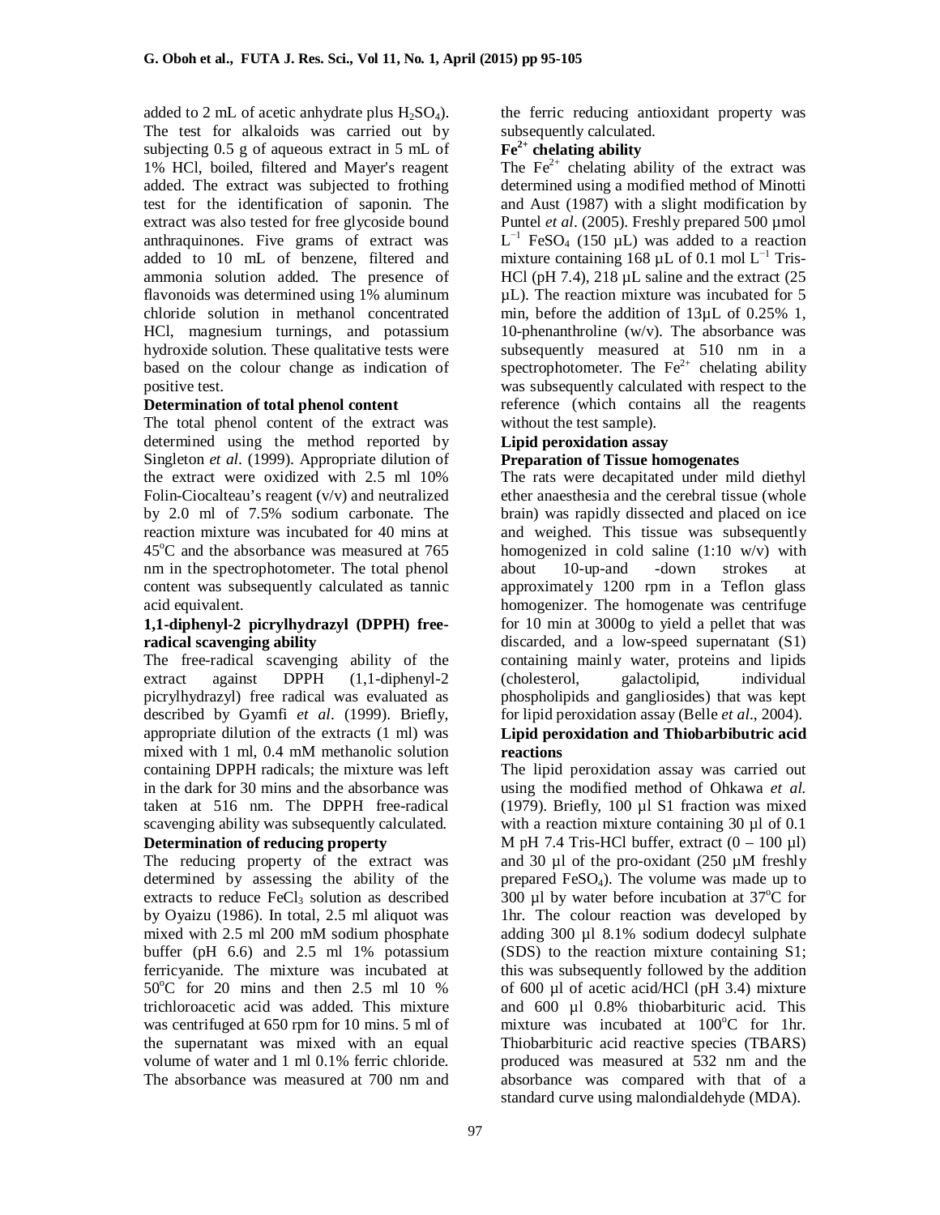added to 2 mL of acetic anhydrate plus $H_2SO_4$). The test for alkaloids was carried out by subjecting 0.5 g of aqueous extract in 5 mL of 1% HCl, boiled, filtered and Mayer's reagent added. The extract was subjected to frothing test for the identification of saponin. The extract was also tested for free glycoside bound anthraquinones. Five grams of extract was added to 10 mL of benzene, filtered and ammonia solution added. The presence of flavonoids was determined using 1% aluminum chloride solution in methanol concentrated HCl, magnesium turnings, and potassium hydroxide solution. These qualitative tests were based on the colour change as indication of positive test.

**Determination of total phenol content**

The total phenol content of the extract was determined using the method reported by Singleton *et al*. (1999). Appropriate dilution of the extract were oxidized with 2.5 ml 10% Folin-Ciocalteau's reagent (v/v) and neutralized by 2.0 ml of 7.5% sodium carbonate. The reaction mixture was incubated for 40 mins at 45°C and the absorbance was measured at 765 nm in the spectrophotometer. The total phenol content was subsequently calculated as tannic acid equivalent.

**1,1-diphenyl-2 picrylhydrazyl (DPPH) free-radical scavenging ability**

The free-radical scavenging ability of the extract against DPPH (1,1-diphenyl-2 picrylhydrazyl) free radical was evaluated as described by Gyamfi *et al*. (1999). Briefly, appropriate dilution of the extracts (1 ml) was mixed with 1 ml, 0.4 mM methanolic solution containing DPPH radicals; the mixture was left in the dark for 30 mins and the absorbance was taken at 516 nm. The DPPH free-radical scavenging ability was subsequently calculated.

**Determination of reducing property**

The reducing property of the extract was determined by assessing the ability of the extracts to reduce $FeCl_3$ solution as described by Oyaizu (1986). In total, 2.5 ml aliquot was mixed with 2.5 ml 200 mM sodium phosphate buffer (pH 6.6) and 2.5 ml 1% potassium ferricyanide. The mixture was incubated at 50°C for 20 mins and then 2.5 ml 10 % trichloroacetic acid was added. This mixture was centrifuged at 650 rpm for 10 mins. 5 ml of the supernatant was mixed with an equal volume of water and 1 ml 0.1% ferric chloride. The absorbance was measured at 700 nm and the ferric reducing antioxidant property was subsequently calculated.

**$Fe^{2+}$ chelating ability**

The $Fe^{2+}$ chelating ability of the extract was determined using a modified method of Minotti and Aust (1987) with a slight modification by Puntel *et al*. (2005). Freshly prepared 500 µmol $L^{-1}$ $FeSO_4$ (150 µL) was added to a reaction mixture containing 168 µL of 0.1 mol $L^{-1}$ Tris-HCl (pH 7.4), 218 µL saline and the extract (25 µL). The reaction mixture was incubated for 5 min, before the addition of 13µL of 0.25% 1, 10-phenanthroline (w/v). The absorbance was subsequently measured at 510 nm in a spectrophotometer. The $Fe^{2+}$ chelating ability was subsequently calculated with respect to the reference (which contains all the reagents without the test sample).

**Lipid peroxidation assay**

**Preparation of Tissue homogenates**

The rats were decapitated under mild diethyl ether anaesthesia and the cerebral tissue (whole brain) was rapidly dissected and placed on ice and weighed. This tissue was subsequently homogenized in cold saline (1:10 w/v) with about 10-up-and -down strokes at approximately 1200 rpm in a Teflon glass homogenizer. The homogenate was centrifuge for 10 min at 3000g to yield a pellet that was discarded, and a low-speed supernatant (S1) containing mainly water, proteins and lipids (cholesterol, galactolipid, individual phospholipids and gangliosides) that was kept for lipid peroxidation assay (Belle *et al*., 2004).

**Lipid peroxidation and Thiobarbibutric acid reactions**

The lipid peroxidation assay was carried out using the modified method of Ohkawa *et al.* (1979). Briefly, 100 µl S1 fraction was mixed with a reaction mixture containing 30 µl of 0.1 M pH 7.4 Tris-HCl buffer, extract (0 – 100 µl) and 30 µl of the pro-oxidant (250 µM freshly prepared $FeSO_4$). The volume was made up to 300 µl by water before incubation at 37°C for 1hr. The colour reaction was developed by adding 300 µl 8.1% sodium dodecyl sulphate (SDS) to the reaction mixture containing S1; this was subsequently followed by the addition of 600 µl of acetic acid/HCl (pH 3.4) mixture and 600 µl 0.8% thiobarbituric acid. This mixture was incubated at 100°C for 1hr. Thiobarbituric acid reactive species (TBARS) produced was measured at 532 nm and the absorbance was compared with that of a standard curve using malondialdehyde (MDA).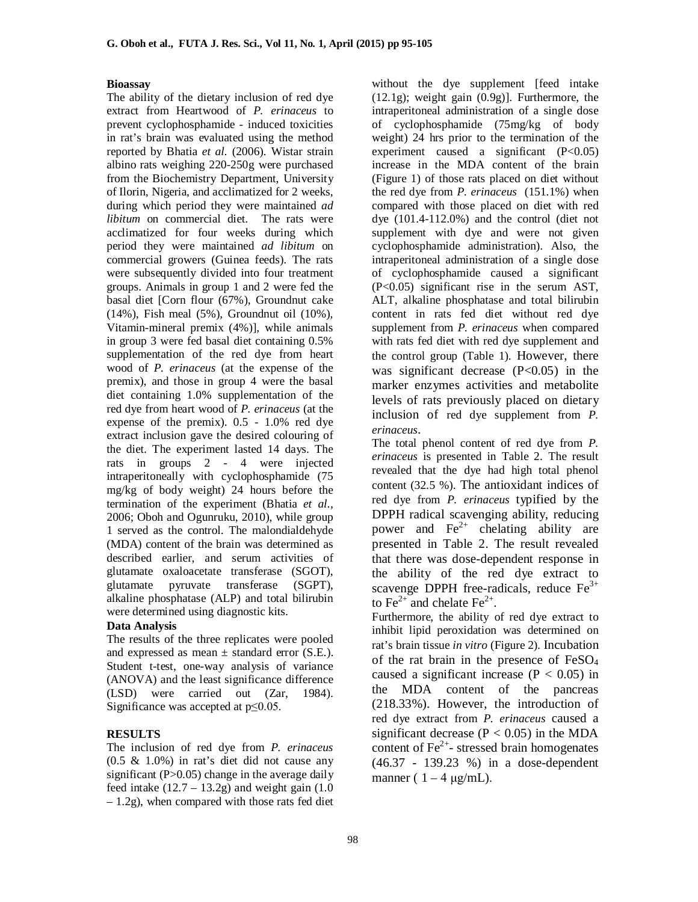### Bioassay

The ability of the dietary inclusion of red dye extract from Heartwood of *P. erinaceus* to prevent cyclophosphamide - induced toxicities in rat's brain was evaluated using the method reported by Bhatia *et al.* (2006). Wistar strain albino rats weighing 220-250g were purchased from the Biochemistry Department, University of Ilorin, Nigeria, and acclimatized for 2 weeks, during which period they were maintained *ad libitum* on commercial diet. The rats were acclimatized for four weeks during which period they were maintained *ad libitum* on commercial growers (Guinea feeds). The rats were subsequently divided into four treatment groups. Animals in group 1 and 2 were fed the basal diet [Corn flour (67%), Groundnut cake (14%), Fish meal (5%), Groundnut oil (10%), Vitamin-mineral premix (4%)], while animals in group 3 were fed basal diet containing 0.5% supplementation of the red dye from heart wood of *P. erinaceus* (at the expense of the premix), and those in group 4 were the basal diet containing 1.0% supplementation of the red dye from heart wood of *P. erinaceus* (at the expense of the premix). 0.5 - 1.0% red dye extract inclusion gave the desired colouring of the diet. The experiment lasted 14 days. The rats in groups 2 - 4 were injected intraperitoneally with cyclophosphamide (75 mg/kg of body weight) 24 hours before the termination of the experiment (Bhatia *et al.*, 2006; Oboh and Ogunruku, 2010), while group 1 served as the control. The malondialdehyde (MDA) content of the brain was determined as described earlier, and serum activities of glutamate oxaloacetate transferase (SGOT), glutamate pyruvate transferase (SGPT), alkaline phosphatase (ALP) and total bilirubin were determined using diagnostic kits.

### Data Analysis

The results of the three replicates were pooled and expressed as mean ± standard error (S.E.). Student t-test, one-way analysis of variance (ANOVA) and the least significance difference (LSD) were carried out (Zar, 1984). Significance was accepted at $p \leq 0.05$.

## RESULTS

The inclusion of red dye from *P. erinaceus* (0.5 & 1.0%) in rat's diet did not cause any significant ($P>0.05$) change in the average daily feed intake (12.7 – 13.2g) and weight gain (1.0 – 1.2g), when compared with those rats fed diet without the dye supplement [feed intake (12.1g); weight gain (0.9g)]. Furthermore, the intraperitoneal administration of a single dose of cyclophosphamide (75mg/kg of body weight) 24 hrs prior to the termination of the experiment caused a significant ($P<0.05$) increase in the MDA content of the brain (Figure 1) of those rats placed on diet without the red dye from *P. erinaceus* (151.1%) when compared with those placed on diet with red dye (101.4-112.0%) and the control (diet not supplement with dye and were not given cyclophosphamide administration). Also, the intraperitoneal administration of a single dose of cyclophosphamide caused a significant ($P<0.05$) significant rise in the serum AST, ALT, alkaline phosphatase and total bilirubin content in rats fed diet without red dye supplement from *P. erinaceus* when compared with rats fed diet with red dye supplement and the control group (Table 1). However, there was significant decrease ($P<0.05$) in the marker enzymes activities and metabolite levels of rats previously placed on dietary inclusion of red dye supplement from *P. erinaceus*.

The total phenol content of red dye from *P. erinaceus* is presented in Table 2. The result revealed that the dye had high total phenol content (32.5 %). The antioxidant indices of red dye from *P. erinaceus* typified by the DPPH radical scavenging ability, reducing power and $Fe^{2+}$ chelating ability are presented in Table 2. The result revealed that there was dose-dependent response in the ability of the red dye extract to scavenge DPPH free-radicals, reduce $Fe^{3+}$ to $Fe^{2+}$ and chelate $Fe^{2+}$.

Furthermore, the ability of red dye extract to inhibit lipid peroxidation was determined on rat's brain tissue *in vitro* (Figure 2). Incubation of the rat brain in the presence of $FeSO_4$ caused a significant increase ($P < 0.05$) in the MDA content of the pancreas (218.33%). However, the introduction of red dye extract from *P. erinaceus* caused a significant decrease ($P < 0.05$) in the MDA content of $Fe^{2+}$- stressed brain homogenates (46.37 - 139.23 %) in a dose-dependent manner ( 1 – 4 μg/mL).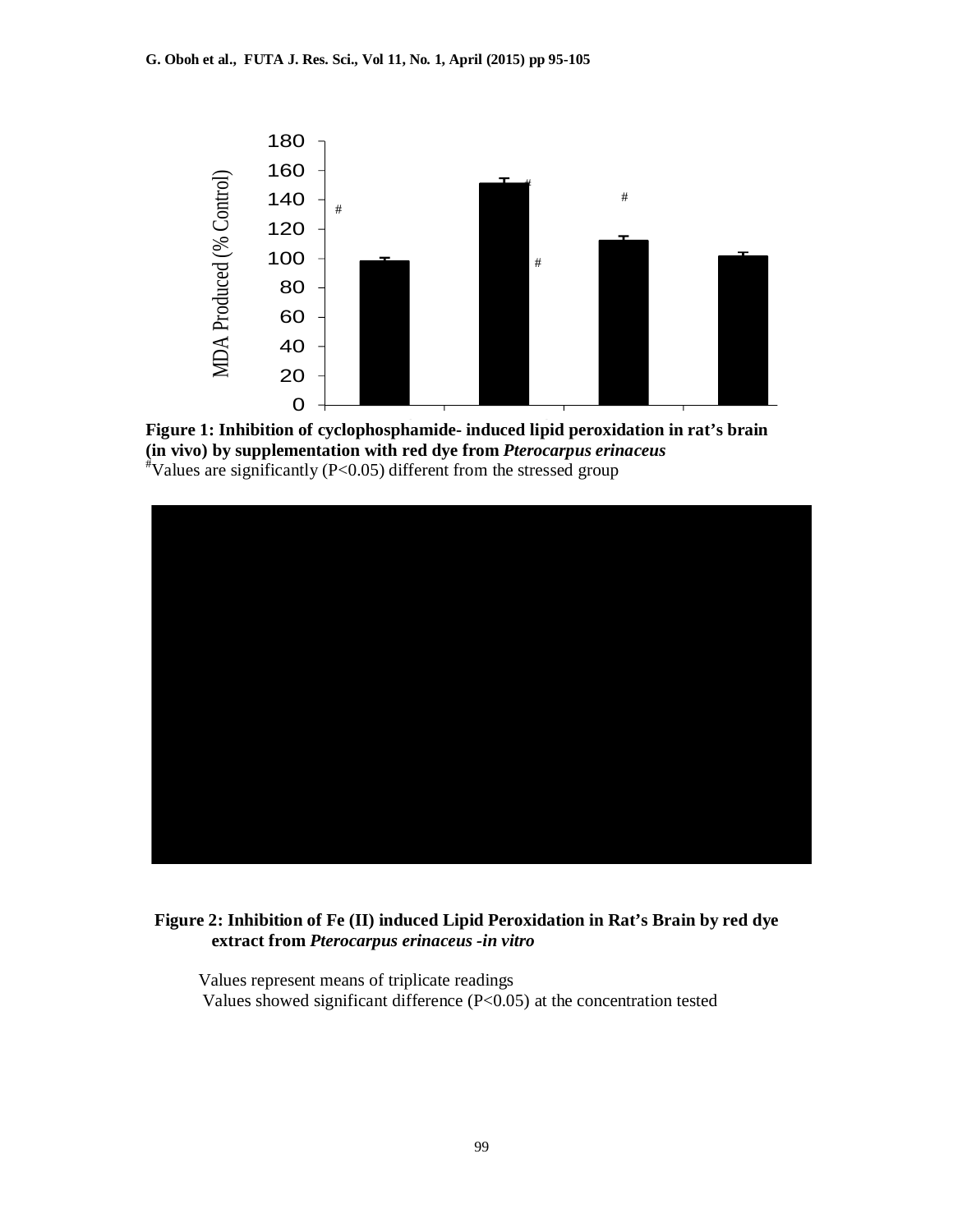**Figure 1: Inhibition of cyclophosphamide- induced lipid peroxidation in rat's brain (in vivo) by supplementation with red dye from *Pterocarpus erinaceus***

#Values are significantly (P<0.05) different from the stressed group

**Figure 2: Inhibition of Fe (II) induced Lipid Peroxidation in Rat's Brain by red dye extract from *Pterocarpus erinaceus -in vitro***

Values represent means of triplicate readings

Values showed significant difference (P<0.05) at the concentration tested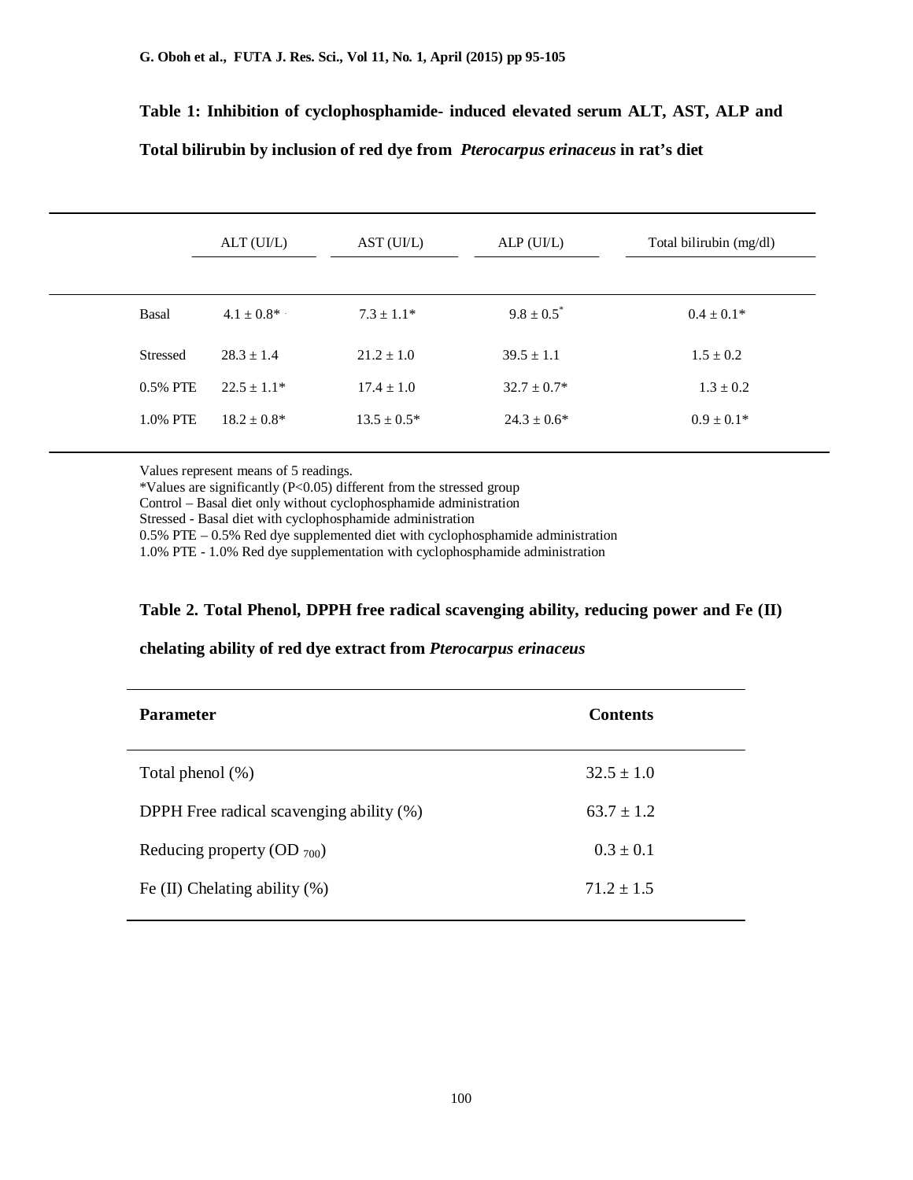**Table 1: Inhibition of cyclophosphamide- induced elevated serum ALT, AST, ALP and Total bilirubin by inclusion of red dye from *Pterocarpus erinaceus* in rat's diet**

| | ALT (UI/L) | AST (UI/L) | ALP (UI/L) | Total bilirubin (mg/dl) |
|---|---|---|---|---|
| Basal | 4.1 ± 0.8* | 7.3 ± 1.1* | 9.8 ± 0.5* | 0.4 ± 0.1* |
| Stressed | 28.3 ± 1.4 | 21.2 ± 1.0 | 39.5 ± 1.1 | 1.5 ± 0.2 |
| 0.5% PTE | 22.5 ± 1.1* | 17.4 ± 1.0 | 32.7 ± 0.7* | 1.3 ± 0.2 |
| 1.0% PTE | 18.2 ± 0.8* | 13.5 ± 0.5* | 24.3 ± 0.6* | 0.9 ± 0.1* |

Values represent means of 5 readings.
*Values are significantly ($P<0.05$) different from the stressed group
Control – Basal diet only without cyclophosphamide administration
Stressed - Basal diet with cyclophosphamide administration
0.5% PTE – 0.5% Red dye supplemented diet with cyclophosphamide administration
1.0% PTE - 1.0% Red dye supplementation with cyclophosphamide administration

**Table 2. Total Phenol, DPPH free radical scavenging ability, reducing power and Fe (II) chelating ability of red dye extract from *Pterocarpus erinaceus***

| Parameter | Contents |
|---|---|
| Total phenol (%) | 32.5 ± 1.0 |
| DPPH Free radical scavenging ability (%) | 63.7 ± 1.2 |
| Reducing property ($OD_{700}$) | 0.3 ± 0.1 |
| Fe (II) Chelating ability (%) | 71.2 ± 1.5 |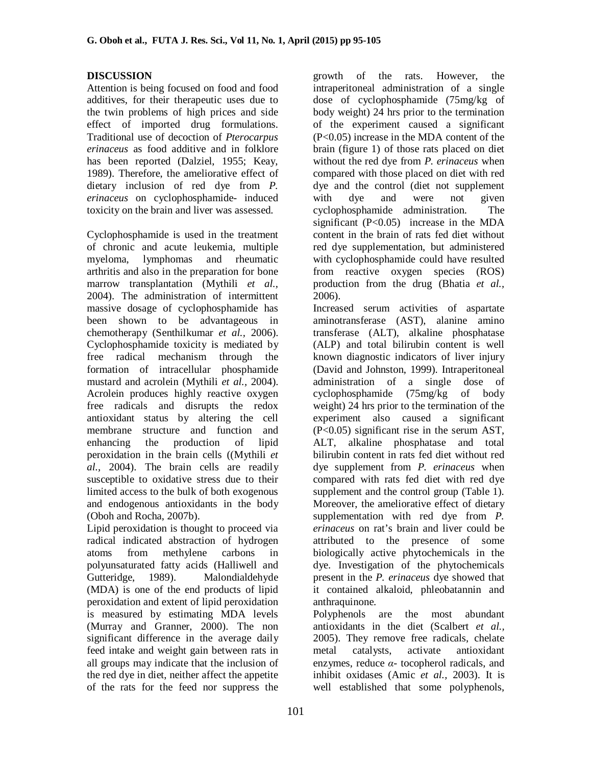## DISCUSSION

Attention is being focused on food and food additives, for their therapeutic uses due to the twin problems of high prices and side effect of imported drug formulations. Traditional use of decoction of *Pterocarpus erinaceus* as food additive and in folklore has been reported (Dalziel, 1955; Keay, 1989). Therefore, the ameliorative effect of dietary inclusion of red dye from *P. erinaceus* on cyclophosphamide- induced toxicity on the brain and liver was assessed.

Cyclophosphamide is used in the treatment of chronic and acute leukemia, multiple myeloma, lymphomas and rheumatic arthritis and also in the preparation for bone marrow transplantation (Mythili *et al.*, 2004). The administration of intermittent massive dosage of cyclophosphamide has been shown to be advantageous in chemotherapy (Senthilkumar *et al.*, 2006). Cyclophosphamide toxicity is mediated by free radical mechanism through the formation of intracellular phosphamide mustard and acrolein (Mythili *et al.*, 2004). Acrolein produces highly reactive oxygen free radicals and disrupts the redox antioxidant status by altering the cell membrane structure and function and enhancing the production of lipid peroxidation in the brain cells ((Mythili *et al.*, 2004). The brain cells are readily susceptible to oxidative stress due to their limited access to the bulk of both exogenous and endogenous antioxidants in the body (Oboh and Rocha, 2007b).

Lipid peroxidation is thought to proceed via radical indicated abstraction of hydrogen atoms from methylene carbons in polyunsaturated fatty acids (Halliwell and Gutteridge, 1989). Malondialdehyde (MDA) is one of the end products of lipid peroxidation and extent of lipid peroxidation is measured by estimating MDA levels (Murray and Granner, 2000). The non significant difference in the average daily feed intake and weight gain between rats in all groups may indicate that the inclusion of the red dye in diet, neither affect the appetite of the rats for the feed nor suppress the growth of the rats. However, the intraperitoneal administration of a single dose of cyclophosphamide (75mg/kg of body weight) 24 hrs prior to the termination of the experiment caused a significant ($P<0.05$) increase in the MDA content of the brain (figure 1) of those rats placed on diet without the red dye from *P. erinaceus* when compared with those placed on diet with red dye and the control (diet not supplement with dye and were not given cyclophosphamide administration. The significant ($P<0.05$) increase in the MDA content in the brain of rats fed diet without red dye supplementation, but administered with cyclophosphamide could have resulted from reactive oxygen species (ROS) production from the drug (Bhatia *et al.*, 2006).

Increased serum activities of aspartate aminotransferase (AST), alanine amino transferase (ALT), alkaline phosphatase (ALP) and total bilirubin content is well known diagnostic indicators of liver injury (David and Johnston, 1999). Intraperitoneal administration of a single dose of cyclophosphamide (75mg/kg of body weight) 24 hrs prior to the termination of the experiment also caused a significant ($P<0.05$) significant rise in the serum AST, ALT, alkaline phosphatase and total bilirubin content in rats fed diet without red dye supplement from *P. erinaceus* when compared with rats fed diet with red dye supplement and the control group (Table 1). Moreover, the ameliorative effect of dietary supplementation with red dye from *P. erinaceus* on rat's brain and liver could be attributed to the presence of some biologically active phytochemicals in the dye. Investigation of the phytochemicals present in the *P. erinaceus* dye showed that it contained alkaloid, phleobatannin and anthraquinone.

Polyphenols are the most abundant antioxidants in the diet (Scalbert *et al.*, 2005). They remove free radicals, chelate metal catalysts, activate antioxidant enzymes, reduce $\alpha$- tocopherol radicals, and inhibit oxidases (Amic *et al.*, 2003). It is well established that some polyphenols,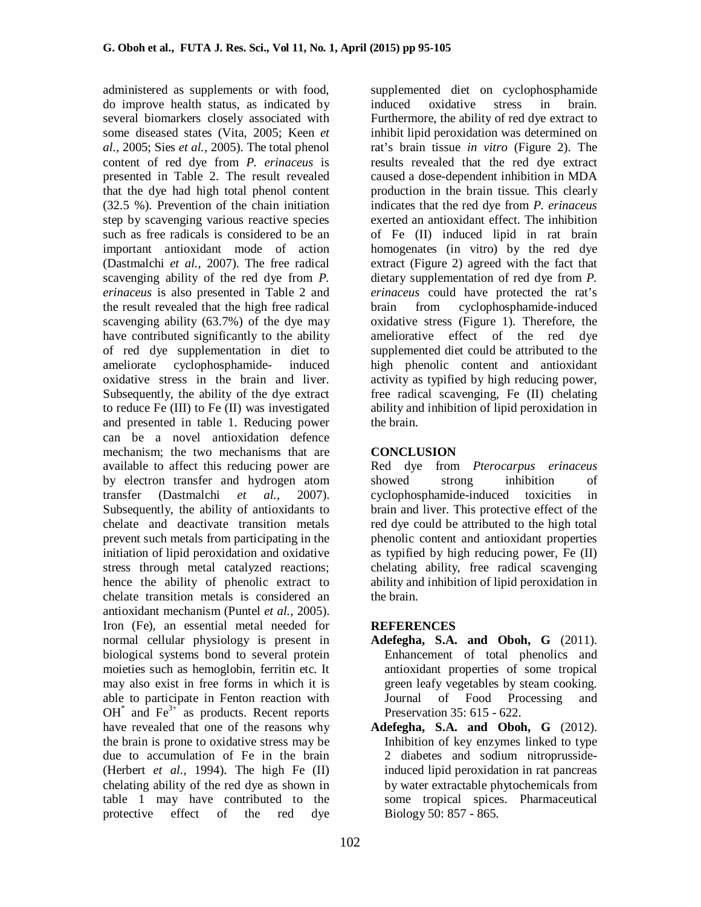administered as supplements or with food, do improve health status, as indicated by several biomarkers closely associated with some diseased states (Vita, 2005; Keen *et al.,* 2005; Sies *et al.*, 2005). The total phenol content of red dye from *P. erinaceus* is presented in Table 2. The result revealed that the dye had high total phenol content (32.5 %). Prevention of the chain initiation step by scavenging various reactive species such as free radicals is considered to be an important antioxidant mode of action (Dastmalchi *et al.,* 2007). The free radical scavenging ability of the red dye from *P. erinaceus* is also presented in Table 2 and the result revealed that the high free radical scavenging ability (63.7%) of the dye may have contributed significantly to the ability of red dye supplementation in diet to ameliorate cyclophosphamide- induced oxidative stress in the brain and liver. Subsequently, the ability of the dye extract to reduce Fe (III) to Fe (II) was investigated and presented in table 1. Reducing power can be a novel antioxidation defence mechanism; the two mechanisms that are available to affect this reducing power are by electron transfer and hydrogen atom transfer (Dastmalchi *et al.,* 2007). Subsequently, the ability of antioxidants to chelate and deactivate transition metals prevent such metals from participating in the initiation of lipid peroxidation and oxidative stress through metal catalyzed reactions; hence the ability of phenolic extract to chelate transition metals is considered an antioxidant mechanism (Puntel *et al.,* 2005). Iron (Fe), an essential metal needed for normal cellular physiology is present in biological systems bond to several protein moieties such as hemoglobin, ferritin etc. It may also exist in free forms in which it is able to participate in Fenton reaction with $OH^*$ and $Fe^{3+}$ as products. Recent reports have revealed that one of the reasons why the brain is prone to oxidative stress may be due to accumulation of Fe in the brain (Herbert *et al.,* 1994). The high Fe (II) chelating ability of the red dye as shown in table 1 may have contributed to the protective effect of the red dye supplemented diet on cyclophosphamide induced oxidative stress in brain. Furthermore, the ability of red dye extract to inhibit lipid peroxidation was determined on rat's brain tissue *in vitro* (Figure 2). The results revealed that the red dye extract caused a dose-dependent inhibition in MDA production in the brain tissue. This clearly indicates that the red dye from *P. erinaceus* exerted an antioxidant effect. The inhibition of Fe (II) induced lipid in rat brain homogenates (in vitro) by the red dye extract (Figure 2) agreed with the fact that dietary supplementation of red dye from *P. erinaceus* could have protected the rat's brain from cyclophosphamide-induced oxidative stress (Figure 1). Therefore, the ameliorative effect of the red dye supplemented diet could be attributed to the high phenolic content and antioxidant activity as typified by high reducing power, free radical scavenging, Fe (II) chelating ability and inhibition of lipid peroxidation in the brain.

## CONCLUSION

Red dye from *Pterocarpus erinaceus* showed strong inhibition of cyclophosphamide-induced toxicities in brain and liver. This protective effect of the red dye could be attributed to the high total phenolic content and antioxidant properties as typified by high reducing power, Fe (II) chelating ability, free radical scavenging ability and inhibition of lipid peroxidation in the brain.

## REFERENCES

**Adefegha, S.A. and Oboh, G** (2011). Enhancement of total phenolics and antioxidant properties of some tropical green leafy vegetables by steam cooking. Journal of Food Processing and Preservation 35: 615 - 622.

**Adefegha, S.A. and Oboh, G** (2012). Inhibition of key enzymes linked to type 2 diabetes and sodium nitroprusside-induced lipid peroxidation in rat pancreas by water extractable phytochemicals from some tropical spices. Pharmaceutical Biology 50: 857 - 865.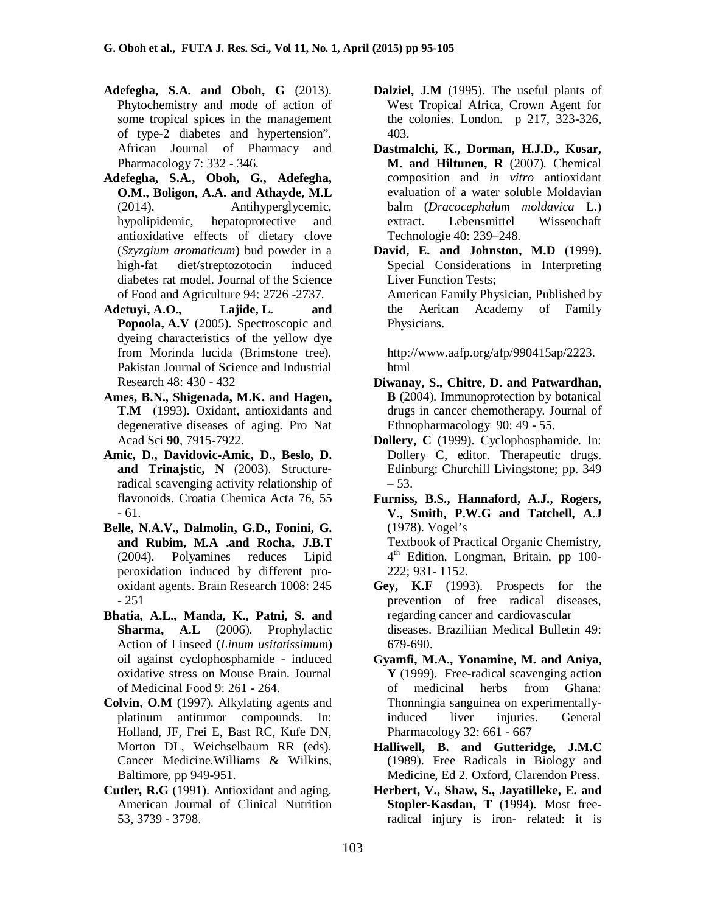**Adefegha, S.A. and Oboh, G** (2013). Phytochemistry and mode of action of some tropical spices in the management of type-2 diabetes and hypertension". African Journal of Pharmacy and Pharmacology 7: 332 - 346.

**Adefegha, S.A., Oboh, G., Adefegha, O.M., Boligon, A.A. and Athayde, M.L** (2014). Antihyperglycemic, hypolipidemic, hepatoprotective and antioxidative effects of dietary clove (*Szyzgium aromaticum*) bud powder in a high-fat diet/streptozotocin induced diabetes rat model. Journal of the Science of Food and Agriculture 94: 2726 -2737.

**Adetuyi, A.O., Lajide, L. and Popoola, A.V** (2005). Spectroscopic and dyeing characteristics of the yellow dye from Morinda lucida (Brimstone tree). Pakistan Journal of Science and Industrial Research 48: 430 - 432

**Ames, B.N., Shigenada, M.K. and Hagen, T.M** (1993). Oxidant, antioxidants and degenerative diseases of aging. Pro Nat Acad Sci **90**, 7915-7922.

**Amic, D., Davidovic-Amic, D., Beslo, D. and Trinajstic, N** (2003). Structure-radical scavenging activity relationship of flavonoids. Croatia Chemica Acta 76, 55 - 61.

**Belle, N.A.V., Dalmolin, G.D., Fonini, G. and Rubim, M.A .and Rocha, J.B.T** (2004). Polyamines reduces Lipid peroxidation induced by different pro-oxidant agents. Brain Research 1008: 245 - 251

**Bhatia, A.L., Manda, K., Patni, S. and Sharma, A.L** (2006). Prophylactic Action of Linseed (*Linum usitatissimum*) oil against cyclophosphamide - induced oxidative stress on Mouse Brain. Journal of Medicinal Food 9: 261 - 264.

**Colvin, O.M** (1997). Alkylating agents and platinum antitumor compounds. In: Holland, JF, Frei E, Bast RC, Kufe DN, Morton DL, Weichselbaum RR (eds). Cancer Medicine.Williams & Wilkins, Baltimore, pp 949-951.

**Cutler, R.G** (1991). Antioxidant and aging. American Journal of Clinical Nutrition 53, 3739 - 3798.

**Dalziel, J.M** (1995). The useful plants of West Tropical Africa, Crown Agent for the colonies. London. p 217, 323-326, 403.

**Dastmalchi, K., Dorman, H.J.D., Kosar, M. and Hiltunen, R** (2007). Chemical composition and *in vitro* antioxidant evaluation of a water soluble Moldavian balm (*Dracocephalum moldavica* L.) extract. Lebensmittel Wissenchaft Technologie 40: 239–248.

**David, E. and Johnston, M.D** (1999). Special Considerations in Interpreting Liver Function Tests;
American Family Physician, Published by the Aerican Academy of Family Physicians.

http://www.aafp.org/afp/990415ap/2223.html

**Diwanay, S., Chitre, D. and Patwardhan, B** (2004). Immunoprotection by botanical drugs in cancer chemotherapy. Journal of Ethnopharmacology 90: 49 - 55.

**Dollery, C** (1999). Cyclophosphamide. In: Dollery C, editor. Therapeutic drugs. Edinburg: Churchill Livingstone; pp. 349 – 53.

**Furniss, B.S., Hannaford, A.J., Rogers, V., Smith, P.W.G and Tatchell, A.J** (1978). Vogel's
Textbook of Practical Organic Chemistry, 4th Edition, Longman, Britain, pp 100-222; 931- 1152.

**Gey, K.F** (1993). Prospects for the prevention of free radical diseases, regarding cancer and cardiovascular diseases. Braziliian Medical Bulletin 49: 679-690.

**Gyamfi, M.A., Yonamine, M. and Aniya, Y** (1999). Free-radical scavenging action of medicinal herbs from Ghana: Thonningia sanguinea on experimentally-induced liver injuries. General Pharmacology 32: 661 - 667

**Halliwell, B. and Gutteridge, J.M.C** (1989). Free Radicals in Biology and Medicine, Ed 2. Oxford, Clarendon Press.

**Herbert, V., Shaw, S., Jayatilleke, E. and Stopler-Kasdan, T** (1994). Most free-radical injury is iron- related: it is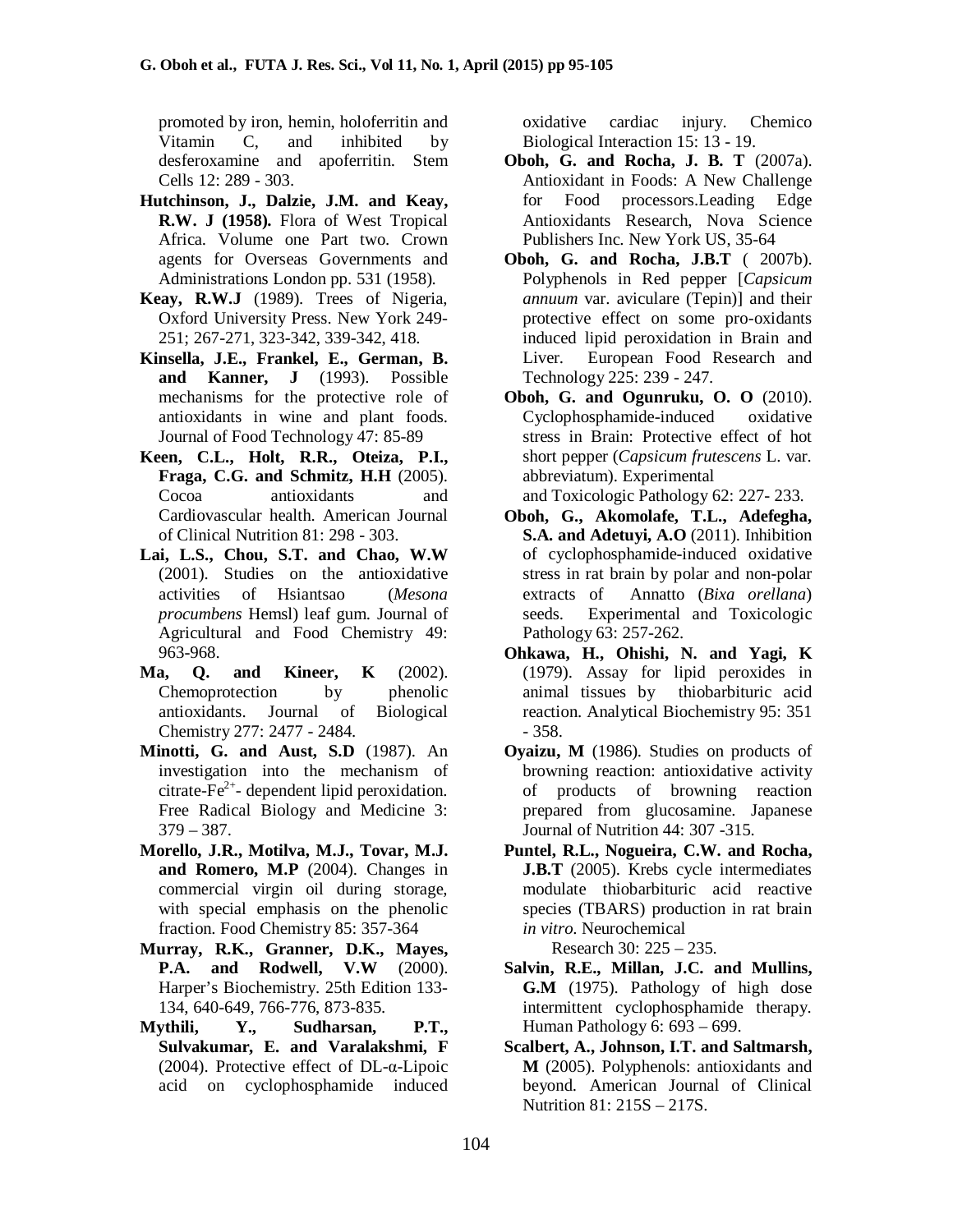promoted by iron, hemin, holoferritin and Vitamin C, and inhibited by desferoxamine and apoferritin. Stem Cells 12: 289 - 303.

**Hutchinson, J., Dalzie, J.M. and Keay, R.W. J (1958).** Flora of West Tropical Africa. Volume one Part two. Crown agents for Overseas Governments and Administrations London pp. 531 (1958).

**Keay, R.W.J** (1989). Trees of Nigeria, Oxford University Press. New York 249-251; 267-271, 323-342, 339-342, 418.

**Kinsella, J.E., Frankel, E., German, B. and Kanner, J** (1993). Possible mechanisms for the protective role of antioxidants in wine and plant foods. Journal of Food Technology 47: 85-89

**Keen, C.L., Holt, R.R., Oteiza, P.I., Fraga, C.G. and Schmitz, H.H** (2005). Cocoa antioxidants and Cardiovascular health. American Journal of Clinical Nutrition 81: 298 - 303.

**Lai, L.S., Chou, S.T. and Chao, W.W** (2001). Studies on the antioxidative activities of Hsiantsao (*Mesona procumbens* Hemsl) leaf gum. Journal of Agricultural and Food Chemistry 49: 963-968.

**Ma, Q. and Kineer, K** (2002). Chemoprotection by phenolic antioxidants. Journal of Biological Chemistry 277: 2477 - 2484.

**Minotti, G. and Aust, S.D** (1987). An investigation into the mechanism of citrate-$Fe^{2+}$- dependent lipid peroxidation. Free Radical Biology and Medicine 3: 379 – 387.

**Morello, J.R., Motilva, M.J., Tovar, M.J. and Romero, M.P** (2004). Changes in commercial virgin oil during storage, with special emphasis on the phenolic fraction. Food Chemistry 85: 357-364

**Murray, R.K., Granner, D.K., Mayes, P.A. and Rodwell, V.W** (2000). Harper's Biochemistry. 25th Edition 133-134, 640-649, 766-776, 873-835.

**Mythili, Y., Sudharsan, P.T., Sulvakumar, E. and Varalakshmi, F** (2004). Protective effect of DL-α-Lipoic acid on cyclophosphamide induced oxidative cardiac injury. Chemico Biological Interaction 15: 13 - 19.

**Oboh, G. and Rocha, J. B. T** (2007a). Antioxidant in Foods: A New Challenge for Food processors.Leading Edge Antioxidants Research, Nova Science Publishers Inc. New York US, 35-64

**Oboh, G. and Rocha, J.B.T** ( 2007b). Polyphenols in Red pepper [*Capsicum annuum* var. aviculare (Tepin)] and their protective effect on some pro-oxidants induced lipid peroxidation in Brain and Liver. European Food Research and Technology 225: 239 - 247.

**Oboh, G. and Ogunruku, O. O** (2010). Cyclophosphamide-induced oxidative stress in Brain: Protective effect of hot short pepper (*Capsicum frutescens* L. var. abbreviatum). Experimental and Toxicologic Pathology 62: 227- 233.

**Oboh, G., Akomolafe, T.L., Adefegha, S.A. and Adetuyi, A.O** (2011). Inhibition of cyclophosphamide-induced oxidative stress in rat brain by polar and non-polar extracts of Annatto (*Bixa orellana*) seeds. Experimental and Toxicologic Pathology 63: 257-262.

**Ohkawa, H., Ohishi, N. and Yagi, K** (1979). Assay for lipid peroxides in animal tissues by thiobarbituric acid reaction. Analytical Biochemistry 95: 351 - 358.

**Oyaizu, M** (1986). Studies on products of browning reaction: antioxidative activity of products of browning reaction prepared from glucosamine. Japanese Journal of Nutrition 44: 307 -315.

**Puntel, R.L., Nogueira, C.W. and Rocha, J.B.T** (2005). Krebs cycle intermediates modulate thiobarbituric acid reactive species (TBARS) production in rat brain *in vitro*. Neurochemical Research 30: 225 – 235.

**Salvin, R.E., Millan, J.C. and Mullins, G.M** (1975). Pathology of high dose intermittent cyclophosphamide therapy. Human Pathology 6: 693 – 699.

**Scalbert, A., Johnson, I.T. and Saltmarsh, M** (2005). Polyphenols: antioxidants and beyond. American Journal of Clinical Nutrition 81: 215S – 217S.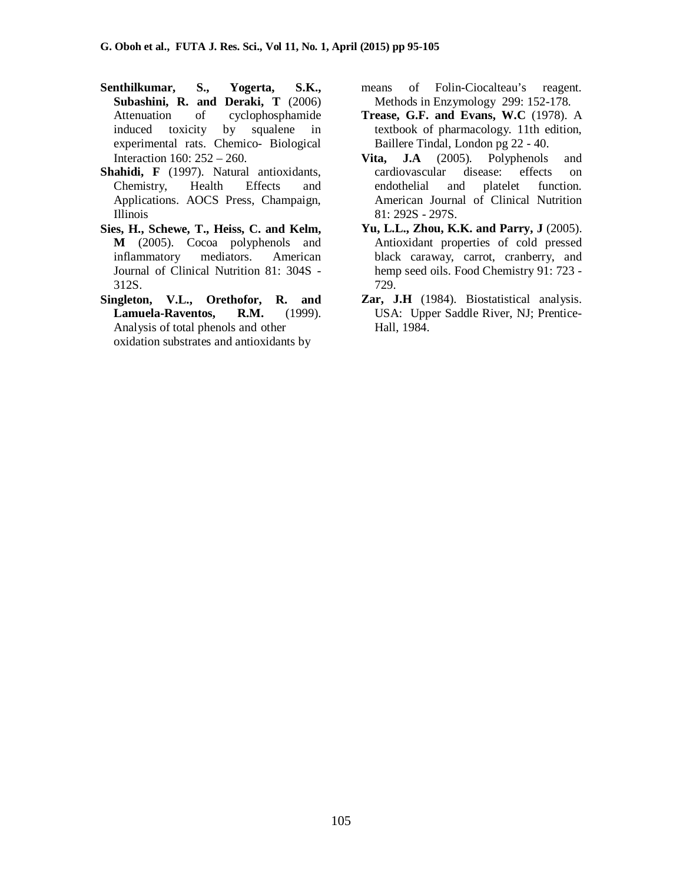**Senthilkumar, S., Yogerta, S.K., Subashini, R. and Deraki, T** (2006) Attenuation of cyclophosphamide induced toxicity by squalene in experimental rats. Chemico- Biological Interaction 160: 252 – 260.

**Shahidi, F** (1997). Natural antioxidants, Chemistry, Health Effects and Applications. AOCS Press, Champaign, Illinois

**Sies, H., Schewe, T., Heiss, C. and Kelm, M** (2005). Cocoa polyphenols and inflammatory mediators. American Journal of Clinical Nutrition 81: 304S - 312S.

**Singleton, V.L., Orethofor, R. and Lamuela-Raventos, R.M.** (1999). Analysis of total phenols and other oxidation substrates and antioxidants by means of Folin-Ciocalteau's reagent. Methods in Enzymology 299: 152-178.

**Trease, G.F. and Evans, W.C** (1978). A textbook of pharmacology. 11th edition, Baillere Tindal, London pg 22 - 40.

**Vita, J.A** (2005). Polyphenols and cardiovascular disease: effects on endothelial and platelet function. American Journal of Clinical Nutrition 81: 292S - 297S.

**Yu, L.L., Zhou, K.K. and Parry, J** (2005). Antioxidant properties of cold pressed black caraway, carrot, cranberry, and hemp seed oils. Food Chemistry 91: 723 - 729.

**Zar, J.H** (1984). Biostatistical analysis. USA: Upper Saddle River, NJ; Prentice-Hall, 1984.